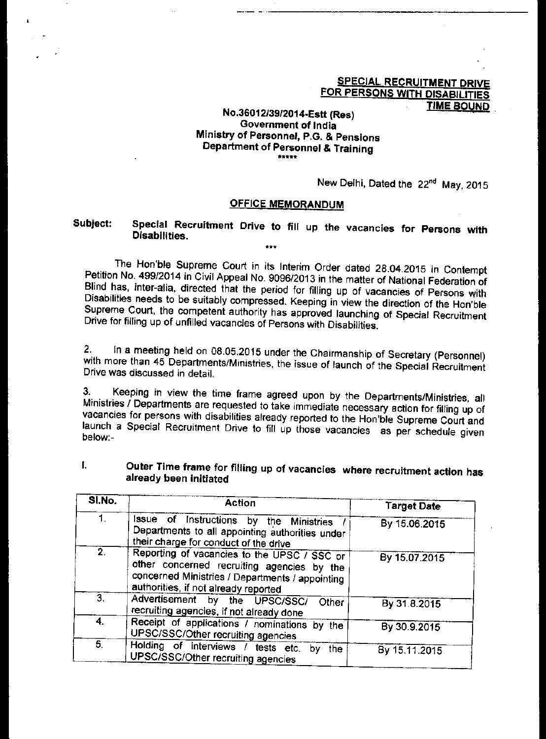**SPECIAL RECRUITMENT DRIVE**
**FOR PERSONS WITH DISABILITIES**
**TIME BOUND**

**No.36012/39/2014-Estt (Res)**
**Government of India**
**Ministry of Personnel, P.G. & Pensions**
**Department of Personnel & Training**

\*\*\*\*\*

New Delhi, Dated the 22nd May, 2015

## OFFICE MEMORANDUM

**Subject: Special Recruitment Drive to fill up the vacancies for Persons with Disabilities.**

\*\*\*

The Hon'ble Supreme Court in its Interim Order dated 28.04.2015 in Contempt Petition No. 499/2014 in Civil Appeal No. 9096/2013 in the matter of National Federation of Blind has, inter-alia, directed that the period for filling up of vacancies of Persons with Disabilities needs to be suitably compressed. Keeping in view the direction of the Hon'ble Supreme Court, the competent authority has approved launching of Special Recruitment Drive for filling up of unfilled vacancies of Persons with Disabilities.

2. In a meeting held on 08.05.2015 under the Chairmanship of Secretary (Personnel) with more than 45 Departments/Ministries, the issue of launch of the Special Recruitment Drive was discussed in detail.

3. Keeping in view the time frame agreed upon by the Departments/Ministries, all Ministries / Departments are requested to take immediate necessary action for filling up of vacancies for persons with disabilities already reported to the Hon'ble Supreme Court and launch a Special Recruitment Drive to fill up those vacancies as per schedule given below:-

**I. Outer Time frame for filling up of vacancies where recruitment action has already been initiated**

| Sl.No. | Action | Target Date |
|---|---|---|
| 1. | Issue of Instructions by the Ministries / Departments to all appointing authorities under their charge for conduct of the drive | By 15.06.2015 |
| 2. | Reporting of vacancies to the UPSC / SSC or other concerned recruiting agencies by the concerned Ministries / Departments / appointing authorities, if not already reported | By 15.07.2015 |
| 3. | Advertisement by the UPSC/SSC/ Other recruiting agencies, if not already done | By 31.8.2015 |
| 4. | Receipt of applications / nominations by the UPSC/SSC/Other recruiting agencies | By 30.9.2015 |
| 5. | Holding of interviews / tests etc. by the UPSC/SSC/Other recruiting agencies | By 15.11.2015 |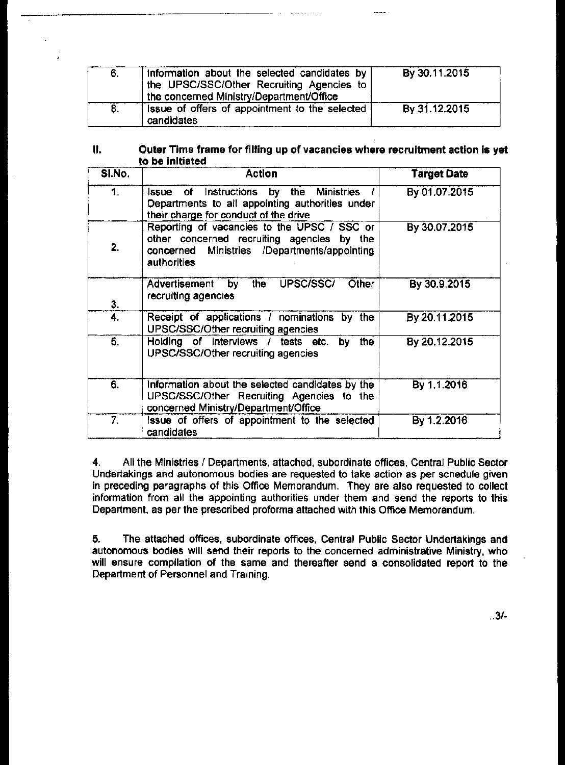| 6. | Information about the selected candidates by the UPSC/SSC/Other Recruiting Agencies to the concerned Ministry/Department/Office | By 30.11.2015 |
|---|---|---|
| 8. | Issue of offers of appointment to the selected candidates | By 31.12.2015 |

**II. Outer Time frame for filling up of vacancies where recruitment action is yet to be initiated**

| Sl.No. | Action | Target Date |
|---|---|---|
| 1. | Issue of Instructions by the Ministries / Departments to all appointing authorities under their charge for conduct of the drive | By 01.07.2015 |
| 2. | Reporting of vacancies to the UPSC / SSC or other concerned recruiting agencies by the concerned Ministries /Departments/appointing authorities | By 30.07.2015 |
| 3. | Advertisement by the UPSC/SSC/ Other recruiting agencies | By 30.9.2015 |
| 4. | Receipt of applications / nominations by the UPSC/SSC/Other recruiting agencies | By 20.11.2015 |
| 5. | Holding of interviews / tests etc. by the UPSC/SSC/Other recruiting agencies | By 20.12.2015 |
| 6. | Information about the selected candidates by the UPSC/SSC/Other Recruiting Agencies to the concerned Ministry/Department/Office | By 1.1.2016 |
| 7. | Issue of offers of appointment to the selected candidates | By 1.2.2016 |

4. All the Ministries / Departments, attached, subordinate offices, Central Public Sector Undertakings and autonomous bodies are requested to take action as per schedule given in preceding paragraphs of this Office Memorandum. They are also requested to collect information from all the appointing authorities under them and send the reports to this Department, as per the prescribed proforma attached with this Office Memorandum.

5. The attached offices, subordinate offices, Central Public Sector Undertakings and autonomous bodies will send their reports to the concerned administrative Ministry, who will ensure compilation of the same and thereafter send a consolidated report to the Department of Personnel and Training.

..3/-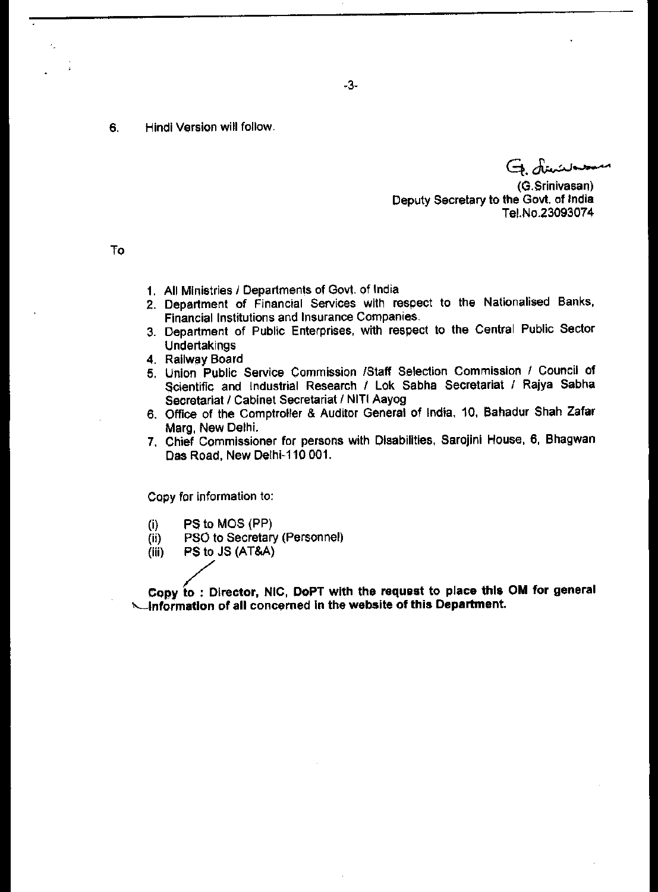6. Hindi Version will follow.

(G.Srinivasan)
Deputy Secretary to the Govt. of India
Tel.No.23093074

To

1. All Ministries / Departments of Govt. of India
2. Department of Financial Services with respect to the Nationalised Banks, Financial Institutions and Insurance Companies.
3. Department of Public Enterprises, with respect to the Central Public Sector Undertakings
4. Railway Board
5. Union Public Service Commission /Staff Selection Commission / Council of Scientific and Industrial Research / Lok Sabha Secretariat / Rajya Sabha Secretariat / Cabinet Secretariat / NITI Aayog
6. Office of the Comptroller & Auditor General of India, 10, Bahadur Shah Zafar Marg, New Delhi.
7. Chief Commissioner for persons with Disabilities, Sarojini House, 6, Bhagwan Das Road, New Delhi-110 001.

Copy for information to:

(i) PS to MOS (PP)
(ii) PSO to Secretary (Personnel)
(iii) PS to JS (AT&A)

**Copy to : Director, NIC, DoPT with the request to place this OM for general information of all concerned in the website of this Department.**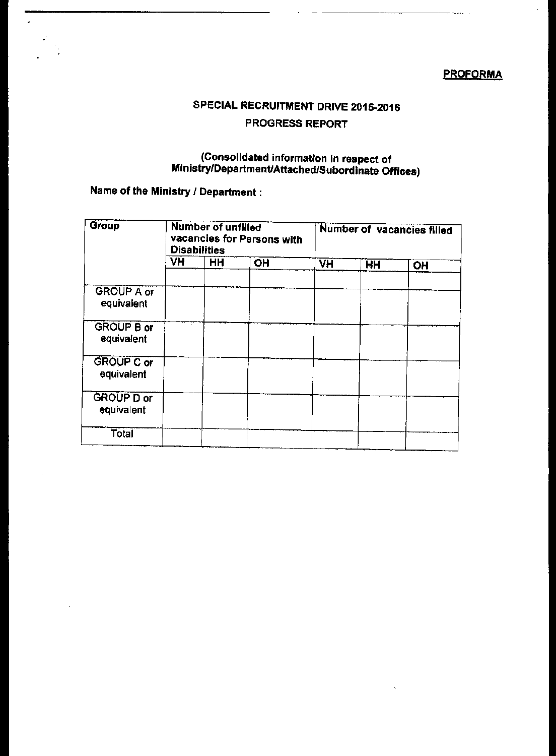**PROFORMA**

**SPECIAL RECRUITMENT DRIVE 2015-2016**

**PROGRESS REPORT**

**(Consolidated information in respect of Ministry/Department/Attached/Subordinate Offices)**

**Name of the Ministry / Department :**

| Group | Number of unfilled vacancies for Persons with Disabilities | | | Number of vacancies filled | | |
|---|---|---|---|---|---|---|
| | VH | HH | OH | VH | HH | OH |
| | | | | | | |
| GROUP A or equivalent | | | | | | |
| GROUP B or equivalent | | | | | | |
| GROUP C or equivalent | | | | | | |
| GROUP D or equivalent | | | | | | |
| Total | | | | | | |